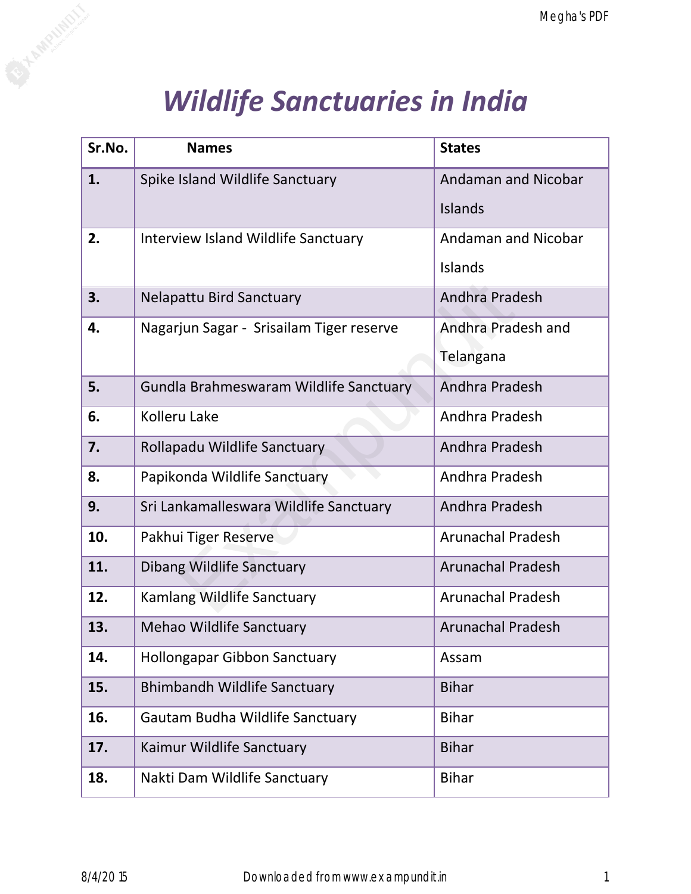# *Wildlife Sanctuaries in India*

| Sr.No. | Names | States |
|---|---|---|
| **1.** | Spike Island Wildlife Sanctuary | Andaman and Nicobar Islands |
| **2.** | Interview Island Wildlife Sanctuary | Andaman and Nicobar Islands |
| **3.** | Nelapattu Bird Sanctuary | Andhra Pradesh |
| **4.** | Nagarjun Sagar - Srisailam Tiger reserve | Andhra Pradesh and Telangana |
| **5.** | Gundla Brahmeswaram Wildlife Sanctuary | Andhra Pradesh |
| **6.** | Kolleru Lake | Andhra Pradesh |
| **7.** | Rollapadu Wildlife Sanctuary | Andhra Pradesh |
| **8.** | Papikonda Wildlife Sanctuary | Andhra Pradesh |
| **9.** | Sri Lankamalleswara Wildlife Sanctuary | Andhra Pradesh |
| **10.** | Pakhui Tiger Reserve | Arunachal Pradesh |
| **11.** | Dibang Wildlife Sanctuary | Arunachal Pradesh |
| **12.** | Kamlang Wildlife Sanctuary | Arunachal Pradesh |
| **13.** | Mehao Wildlife Sanctuary | Arunachal Pradesh |
| **14.** | Hollongapar Gibbon Sanctuary | Assam |
| **15.** | Bhimbandh Wildlife Sanctuary | Bihar |
| **16.** | Gautam Budha Wildlife Sanctuary | Bihar |
| **17.** | Kaimur Wildlife Sanctuary | Bihar |
| **18.** | Nakti Dam Wildlife Sanctuary | Bihar |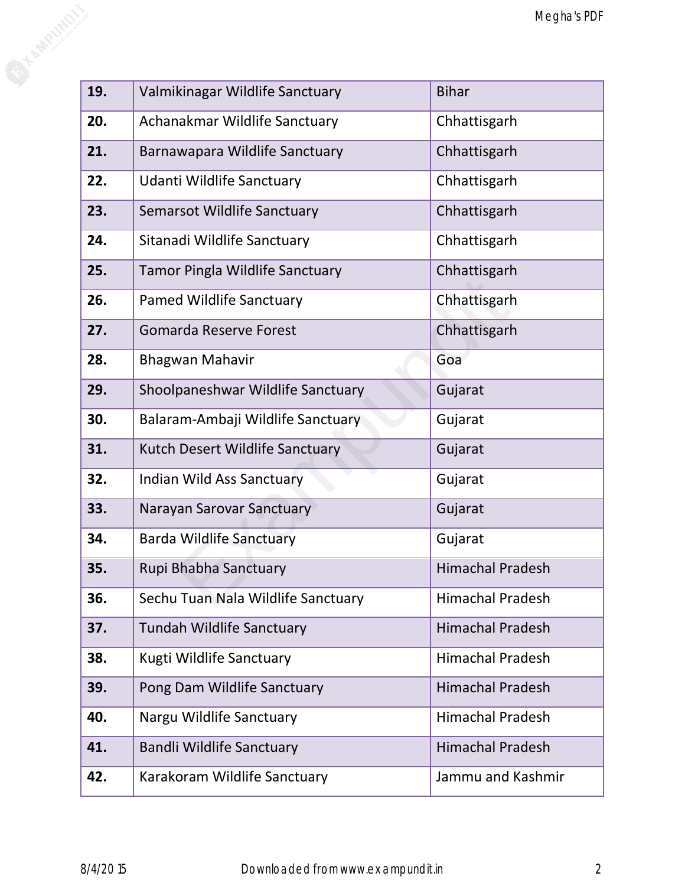| 19. | Valmikinagar Wildlife Sanctuary | Bihar |
|---|---|---|
| 20. | Achanakmar Wildlife Sanctuary | Chhattisgarh |
| 21. | Barnawapara Wildlife Sanctuary | Chhattisgarh |
| 22. | Udanti Wildlife Sanctuary | Chhattisgarh |
| 23. | Semarsot Wildlife Sanctuary | Chhattisgarh |
| 24. | Sitanadi Wildlife Sanctuary | Chhattisgarh |
| 25. | Tamor Pingla Wildlife Sanctuary | Chhattisgarh |
| 26. | Pamed Wildlife Sanctuary | Chhattisgarh |
| 27. | Gomarda Reserve Forest | Chhattisgarh |
| 28. | Bhagwan Mahavir | Goa |
| 29. | Shoolpaneshwar Wildlife Sanctuary | Gujarat |
| 30. | Balaram-Ambaji Wildlife Sanctuary | Gujarat |
| 31. | Kutch Desert Wildlife Sanctuary | Gujarat |
| 32. | Indian Wild Ass Sanctuary | Gujarat |
| 33. | Narayan Sarovar Sanctuary | Gujarat |
| 34. | Barda Wildlife Sanctuary | Gujarat |
| 35. | Rupi Bhabha Sanctuary | Himachal Pradesh |
| 36. | Sechu Tuan Nala Wildlife Sanctuary | Himachal Pradesh |
| 37. | Tundah Wildlife Sanctuary | Himachal Pradesh |
| 38. | Kugti Wildlife Sanctuary | Himachal Pradesh |
| 39. | Pong Dam Wildlife Sanctuary | Himachal Pradesh |
| 40. | Nargu Wildlife Sanctuary | Himachal Pradesh |
| 41. | Bandli Wildlife Sanctuary | Himachal Pradesh |
| 42. | Karakoram Wildlife Sanctuary | Jammu and Kashmir |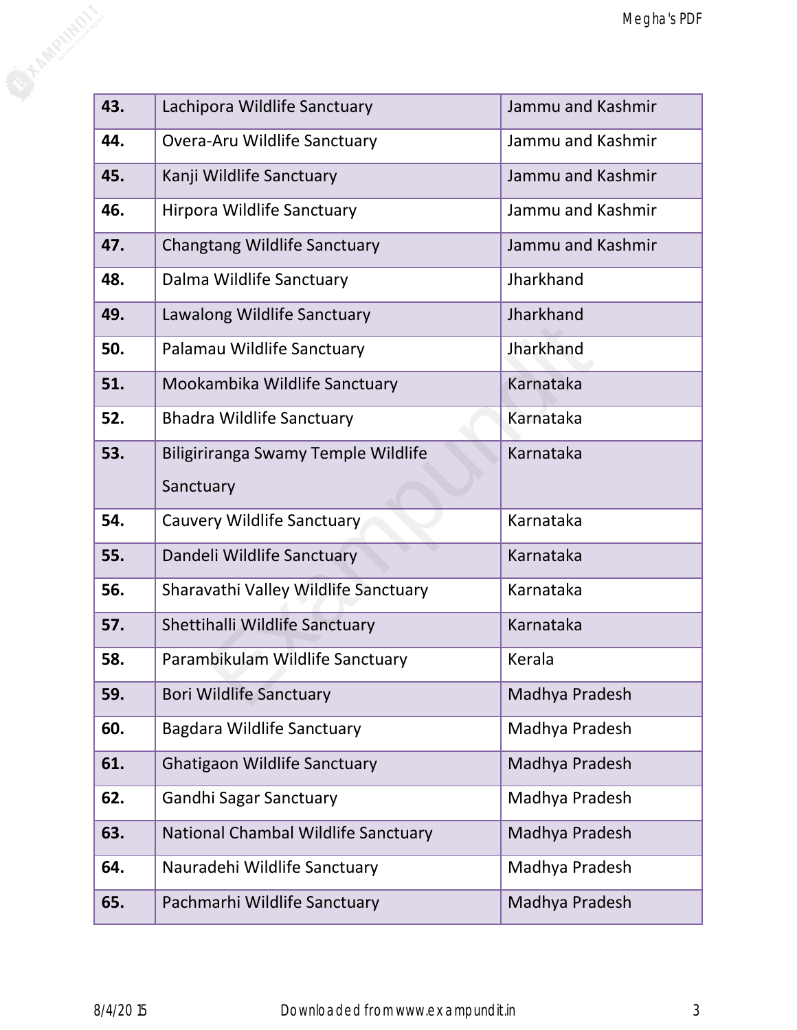| 43. | Lachipora Wildlife Sanctuary | Jammu and Kashmir |
|---|---|---|
| 44. | Overa-Aru Wildlife Sanctuary | Jammu and Kashmir |
| 45. | Kanji Wildlife Sanctuary | Jammu and Kashmir |
| 46. | Hirpora Wildlife Sanctuary | Jammu and Kashmir |
| 47. | Changtang Wildlife Sanctuary | Jammu and Kashmir |
| 48. | Dalma Wildlife Sanctuary | Jharkhand |
| 49. | Lawalong Wildlife Sanctuary | Jharkhand |
| 50. | Palamau Wildlife Sanctuary | Jharkhand |
| 51. | Mookambika Wildlife Sanctuary | Karnataka |
| 52. | Bhadra Wildlife Sanctuary | Karnataka |
| 53. | Biligiriranga Swamy Temple Wildlife Sanctuary | Karnataka |
| 54. | Cauvery Wildlife Sanctuary | Karnataka |
| 55. | Dandeli Wildlife Sanctuary | Karnataka |
| 56. | Sharavathi Valley Wildlife Sanctuary | Karnataka |
| 57. | Shettihalli Wildlife Sanctuary | Karnataka |
| 58. | Parambikulam Wildlife Sanctuary | Kerala |
| 59. | Bori Wildlife Sanctuary | Madhya Pradesh |
| 60. | Bagdara Wildlife Sanctuary | Madhya Pradesh |
| 61. | Ghatigaon Wildlife Sanctuary | Madhya Pradesh |
| 62. | Gandhi Sagar Sanctuary | Madhya Pradesh |
| 63. | National Chambal Wildlife Sanctuary | Madhya Pradesh |
| 64. | Nauradehi Wildlife Sanctuary | Madhya Pradesh |
| 65. | Pachmarhi Wildlife Sanctuary | Madhya Pradesh |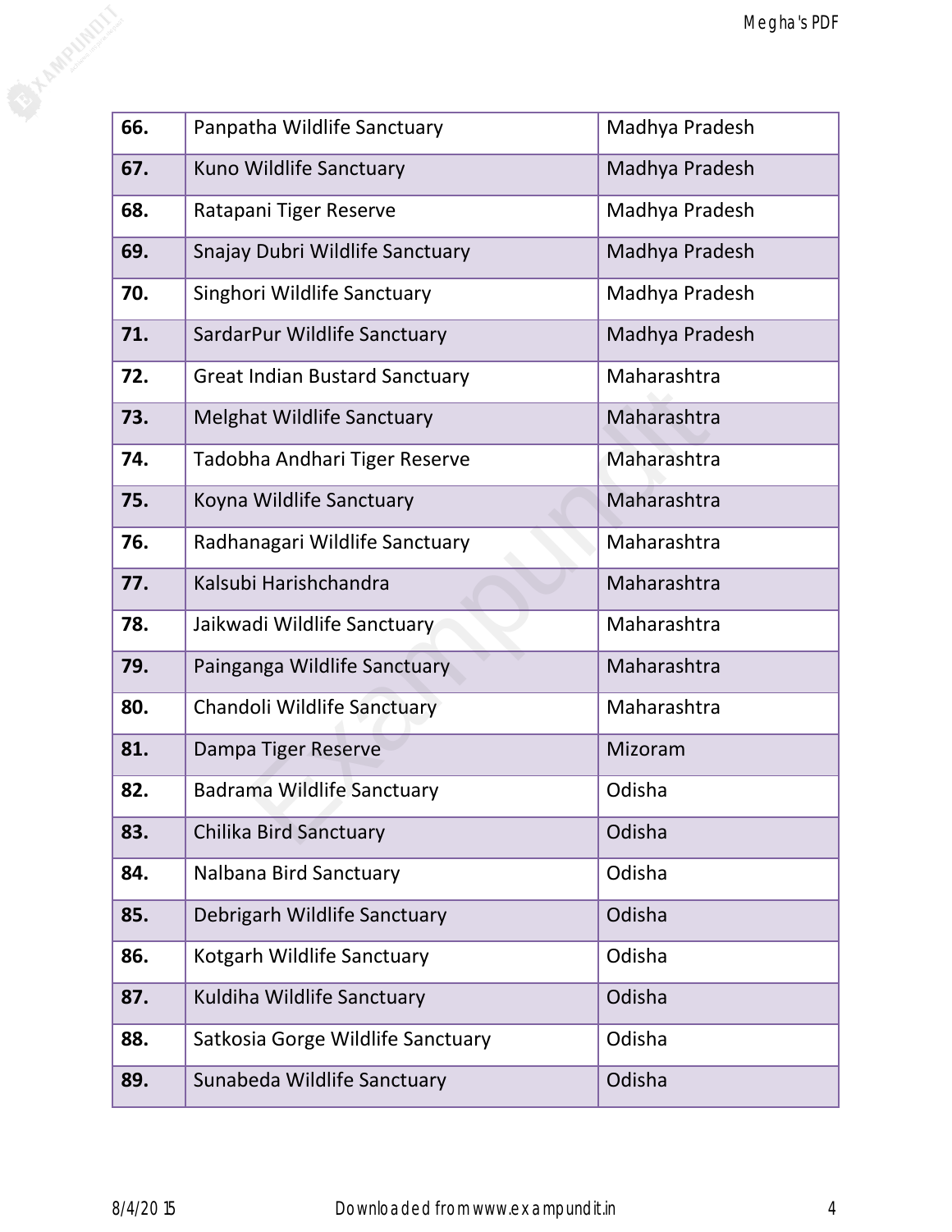| **66.** | Panpatha Wildlife Sanctuary | Madhya Pradesh |
|---|---|---|
| **67.** | Kuno Wildlife Sanctuary | Madhya Pradesh |
| **68.** | Ratapani Tiger Reserve | Madhya Pradesh |
| **69.** | Snajay Dubri Wildlife Sanctuary | Madhya Pradesh |
| **70.** | Singhori Wildlife Sanctuary | Madhya Pradesh |
| **71.** | SardarPur Wildlife Sanctuary | Madhya Pradesh |
| **72.** | Great Indian Bustard Sanctuary | Maharashtra |
| **73.** | Melghat Wildlife Sanctuary | Maharashtra |
| **74.** | Tadobha Andhari Tiger Reserve | Maharashtra |
| **75.** | Koyna Wildlife Sanctuary | Maharashtra |
| **76.** | Radhanagari Wildlife Sanctuary | Maharashtra |
| **77.** | Kalsubi Harishchandra | Maharashtra |
| **78.** | Jaikwadi Wildlife Sanctuary | Maharashtra |
| **79.** | Painganga Wildlife Sanctuary | Maharashtra |
| **80.** | Chandoli Wildlife Sanctuary | Maharashtra |
| **81.** | Dampa Tiger Reserve | Mizoram |
| **82.** | Badrama Wildlife Sanctuary | Odisha |
| **83.** | Chilika Bird Sanctuary | Odisha |
| **84.** | Nalbana Bird Sanctuary | Odisha |
| **85.** | Debrigarh Wildlife Sanctuary | Odisha |
| **86.** | Kotgarh Wildlife Sanctuary | Odisha |
| **87.** | Kuldiha Wildlife Sanctuary | Odisha |
| **88.** | Satkosia Gorge Wildlife Sanctuary | Odisha |
| **89.** | Sunabeda Wildlife Sanctuary | Odisha |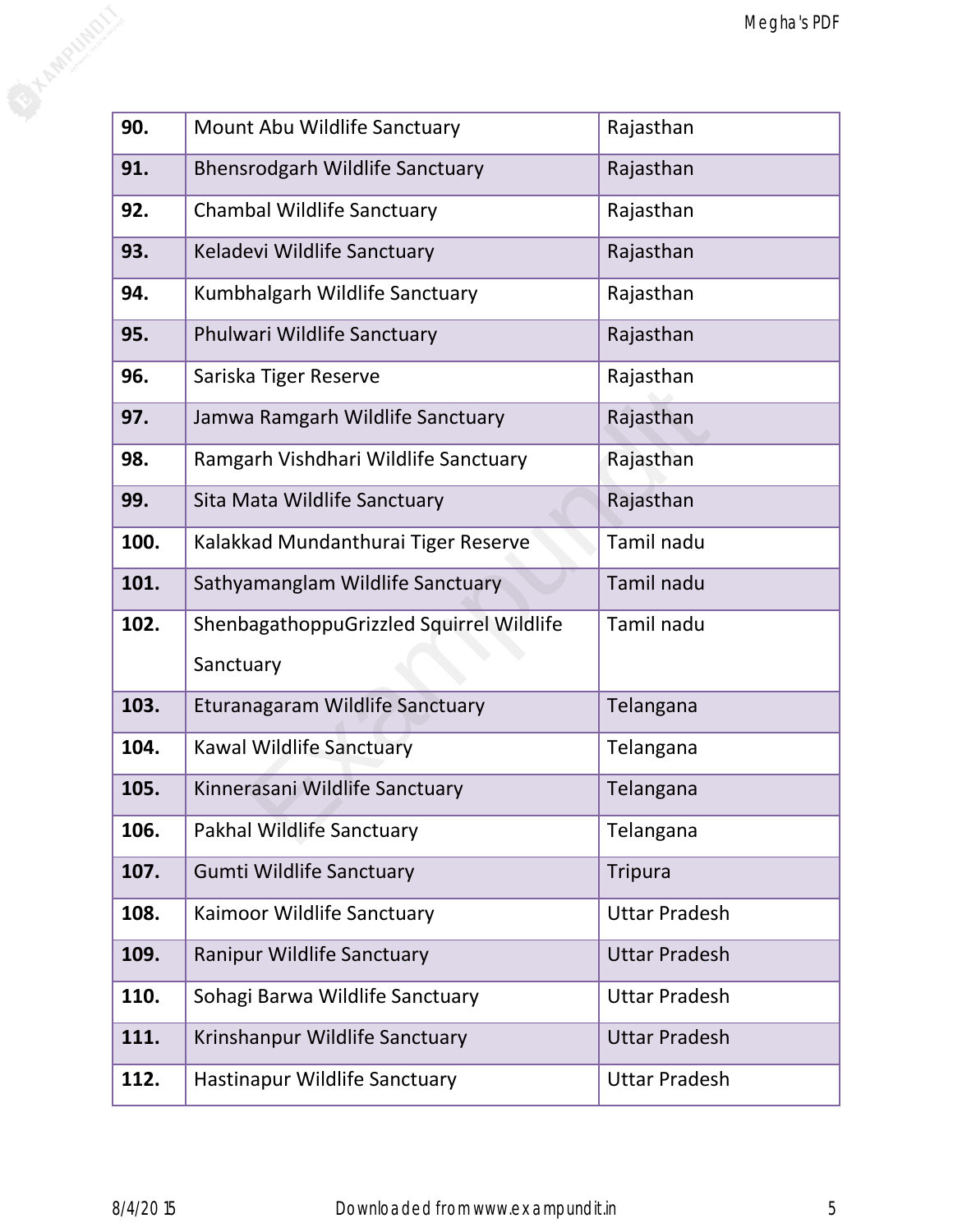| 90. | Mount Abu Wildlife Sanctuary | Rajasthan |
|---|---|---|
| 91. | Bhensrodgarh Wildlife Sanctuary | Rajasthan |
| 92. | Chambal Wildlife Sanctuary | Rajasthan |
| 93. | Keladevi Wildlife Sanctuary | Rajasthan |
| 94. | Kumbhalgarh Wildlife Sanctuary | Rajasthan |
| 95. | Phulwari Wildlife Sanctuary | Rajasthan |
| 96. | Sariska Tiger Reserve | Rajasthan |
| 97. | Jamwa Ramgarh Wildlife Sanctuary | Rajasthan |
| 98. | Ramgarh Vishdhari Wildlife Sanctuary | Rajasthan |
| 99. | Sita Mata Wildlife Sanctuary | Rajasthan |
| 100. | Kalakkad Mundanthurai Tiger Reserve | Tamil nadu |
| 101. | Sathyamanglam Wildlife Sanctuary | Tamil nadu |
| 102. | ShenbagathoppuGrizzled Squirrel Wildlife Sanctuary | Tamil nadu |
| 103. | Eturanagaram Wildlife Sanctuary | Telangana |
| 104. | Kawal Wildlife Sanctuary | Telangana |
| 105. | Kinnerasani Wildlife Sanctuary | Telangana |
| 106. | Pakhal Wildlife Sanctuary | Telangana |
| 107. | Gumti Wildlife Sanctuary | Tripura |
| 108. | Kaimoor Wildlife Sanctuary | Uttar Pradesh |
| 109. | Ranipur Wildlife Sanctuary | Uttar Pradesh |
| 110. | Sohagi Barwa Wildlife Sanctuary | Uttar Pradesh |
| 111. | Krinshanpur Wildlife Sanctuary | Uttar Pradesh |
| 112. | Hastinapur Wildlife Sanctuary | Uttar Pradesh |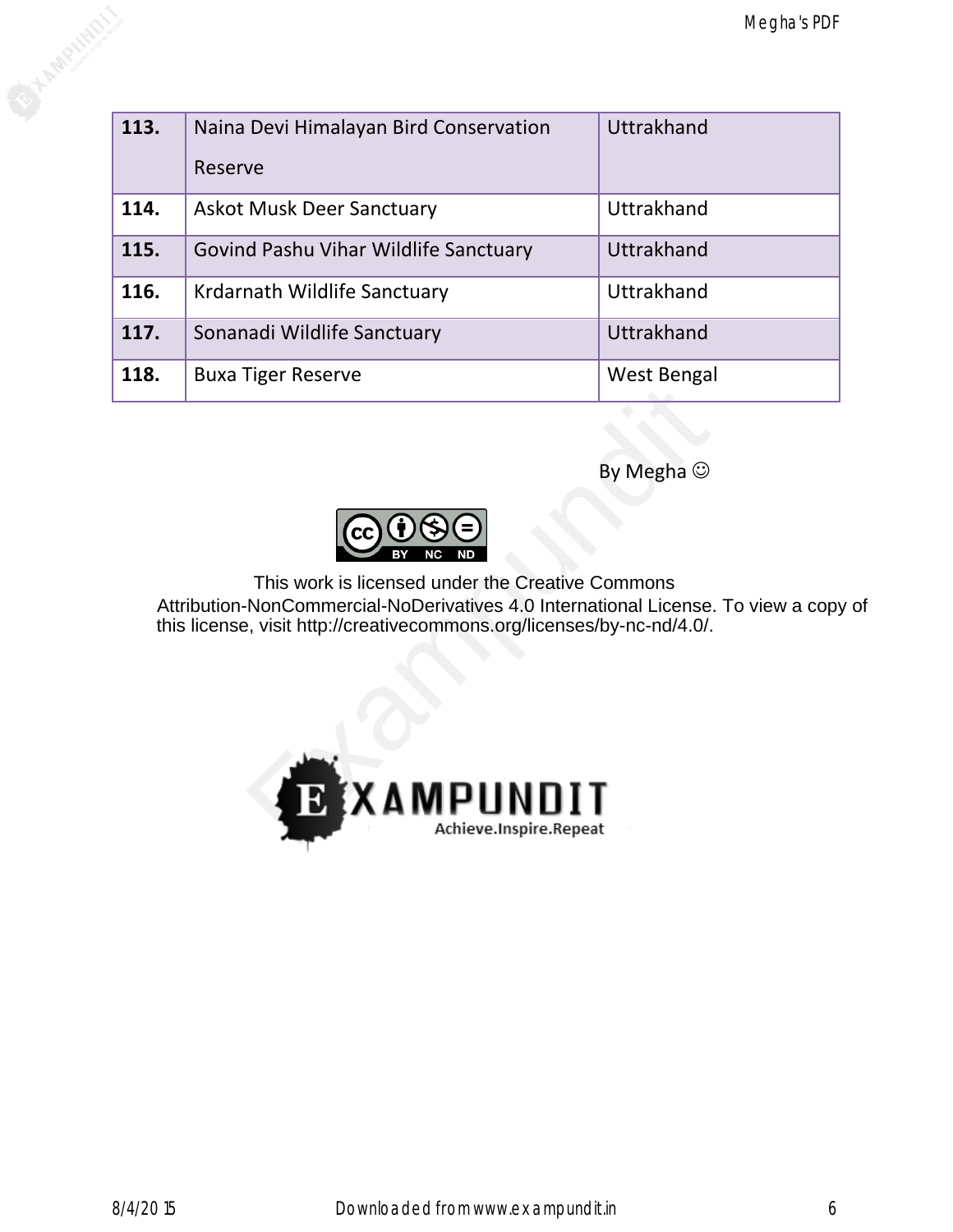| | | |
|---|---|---|
| **113.** | Naina Devi Himalayan Bird Conservation Reserve | Uttrakhand |
| **114.** | Askot Musk Deer Sanctuary | Uttrakhand |
| **115.** | Govind Pashu Vihar Wildlife Sanctuary | Uttrakhand |
| **116.** | Krdarnath Wildlife Sanctuary | Uttrakhand |
| **117.** | Sonanadi Wildlife Sanctuary | Uttrakhand |
| **118.** | Buxa Tiger Reserve | West Bengal |

By Megha ☺

This work is licensed under the Creative Commons Attribution-NonCommercial-NoDerivatives 4.0 International License. To view a copy of this license, visit http://creativecommons.org/licenses/by-nc-nd/4.0/.